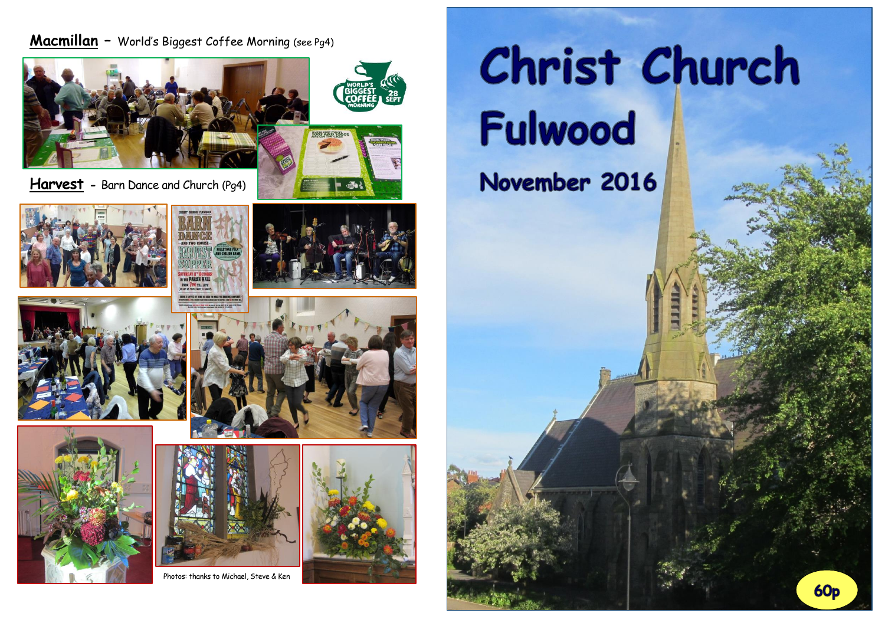**Macmillan** – World's Biggest Coffee Morning (see Pg4)

**Harvest** - Barn Dance and Church (Pg4)

Photos: thanks to Michael, Steve & Ken

# Christ Church Fulwood

## November 2016

60p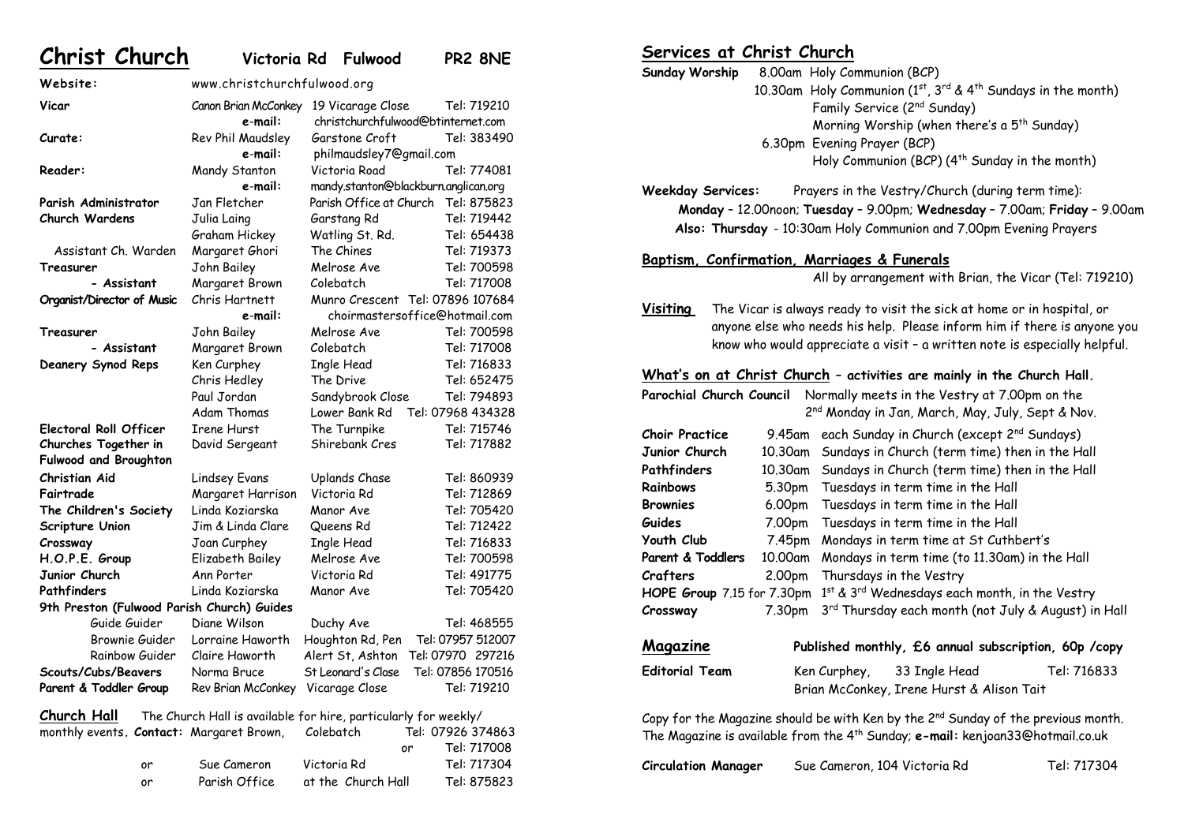# Christ Church Victoria Rd Fulwood PR2 8NE

| | | | |
|---|---|---|---|
| **Website:** | www.christchurchfulwood.org | | |
| **Vicar** | Canon Brian McConkey | 19 Vicarage Close | Tel: 719210 |
| | **e-mail:** | christchurchfulwood@btinternet.com | |
| **Curate:** | Rev Phil Maudsley | Garstone Croft | Tel: 383490 |
| | **e-mail:** | philmaudsley7@gmail.com | |
| **Reader:** | Mandy Stanton | Victoria Road | Tel: 774081 |
| | **e-mail:** | mandy.stanton@blackburn.anglican.org | |
| **Parish Administrator** | Jan Fletcher | Parish Office at Church | Tel: 875823 |
| **Church Wardens** | Julia Laing | Garstang Rd | Tel: 719442 |
| | Graham Hickey | Watling St. Rd. | Tel: 654438 |
| Assistant Ch. Warden | Margaret Ghori | The Chines | Tel: 719373 |
| **Treasurer** | John Bailey | Melrose Ave | Tel: 700598 |
| **- Assistant** | Margaret Brown | Colebatch | Tel: 717008 |
| **Organist/Director of Music** | Chris Hartnett | Munro Crescent | Tel: 07896 107684 |
| | **e-mail:** | choirmastersoffice@hotmail.com | |
| **Treasurer** | John Bailey | Melrose Ave | Tel: 700598 |
| **- Assistant** | Margaret Brown | Colebatch | Tel: 717008 |
| **Deanery Synod Reps** | Ken Curphey | Ingle Head | Tel: 716833 |
| | Chris Hedley | The Drive | Tel: 652475 |
| | Paul Jordan | Sandybrook Close | Tel: 794893 |
| | Adam Thomas | Lower Bank Rd | Tel: 07968 434328 |
| **Electoral Roll Officer** | Irene Hurst | The Turnpike | Tel: 715746 |
| **Churches Together in Fulwood and Broughton** | David Sergeant | Shirebank Cres | Tel: 717882 |
| **Christian Aid** | Lindsey Evans | Uplands Chase | Tel: 860939 |
| **Fairtrade** | Margaret Harrison | Victoria Rd | Tel: 712869 |
| **The Children's Society** | Linda Koziarska | Manor Ave | Tel: 705420 |
| **Scripture Union** | Jim & Linda Clare | Queens Rd | Tel: 712422 |
| **Crossway** | Joan Curphey | Ingle Head | Tel: 716833 |
| **H.O.P.E. Group** | Elizabeth Bailey | Melrose Ave | Tel: 700598 |
| **Junior Church** | Ann Porter | Victoria Rd | Tel: 491775 |
| **Pathfinders** | Linda Koziarska | Manor Ave | Tel: 705420 |
| **9th Preston (Fulwood Parish Church) Guides** | | | |
| Guide Guider | Diane Wilson | Duchy Ave | Tel: 468555 |
| Brownie Guider | Lorraine Haworth | Houghton Rd, Pen | Tel: 07957 512007 |
| Rainbow Guider | Claire Haworth | Alert St, Ashton | Tel: 07970 297216 |
| **Scouts/Cubs/Beavers** | Norma Bruce | St Leonard's Close | Tel: 07856 170516 |
| **Parent & Toddler Group** | Rev Brian McConkey | Vicarage Close | Tel: 719210 |

**Church Hall** The Church Hall is available for hire, particularly for weekly/monthly events. **Contact:** Margaret Brown, Colebatch Tel: 07926 374863 or Tel: 717008

or Sue Cameron Victoria Rd Tel: 717304

or Parish Office at the Church Hall Tel: 875823

## Services at Christ Church

**Sunday Worship**
- 8.00am Holy Communion (BCP)
- 10.30am Holy Communion (1st, 3rd & 4th Sundays in the month)
  - Family Service (2nd Sunday)
  - Morning Worship (when there's a 5th Sunday)
- 6.30pm Evening Prayer (BCP)
  - Holy Communion (BCP) (4th Sunday in the month)

**Weekday Services:** Prayers in the Vestry/Church (during term time):
**Monday** – 12.00noon; **Tuesday** – 9.00pm; **Wednesday** – 7.00am; **Friday** – 9.00am
**Also: Thursday** - 10:30am Holy Communion and 7.00pm Evening Prayers

## Baptism, Confirmation, Marriages & Funerals

All by arrangement with Brian, the Vicar (Tel: 719210)

**Visiting** The Vicar is always ready to visit the sick at home or in hospital, or anyone else who needs his help. Please inform him if there is anyone you know who would appreciate a visit – a written note is especially helpful.

## What's on at Christ Church – activities are mainly in the Church Hall.

**Parochial Church Council** Normally meets in the Vestry at 7.00pm on the 2nd Monday in Jan, March, May, July, Sept & Nov.

| | | |
|---|---|---|
| **Choir Practice** | 9.45am | each Sunday in Church (except 2nd Sundays) |
| **Junior Church** | 10.30am | Sundays in Church (term time) then in the Hall |
| **Pathfinders** | 10.30am | Sundays in Church (term time) then in the Hall |
| **Rainbows** | 5.30pm | Tuesdays in term time in the Hall |
| **Brownies** | 6.00pm | Tuesdays in term time in the Hall |
| **Guides** | 7.00pm | Tuesdays in term time in the Hall |
| **Youth Club** | 7.45pm | Mondays in term time at St Cuthbert's |
| **Parent & Toddlers** | 10.00am | Mondays in term time (to 11.30am) in the Hall |
| **Crafters** | 2.00pm | Thursdays in the Vestry |
| **HOPE Group** | 7.15 for 7.30pm | 1st & 3rd Wednesdays each month, in the Vestry |
| **Crossway** | 7.30pm | 3rd Thursday each month (not July & August) in Hall |

## Magazine

**Published monthly, £6 annual subscription, 60p /copy**

**Editorial Team** Ken Curphey, 33 Ingle Head Tel: 716833
Brian McConkey, Irene Hurst & Alison Tait

Copy for the Magazine should be with Ken by the 2nd Sunday of the previous month. The Magazine is available from the 4th Sunday; **e-mail:** kenjoan33@hotmail.co.uk

**Circulation Manager** Sue Cameron, 104 Victoria Rd Tel: 717304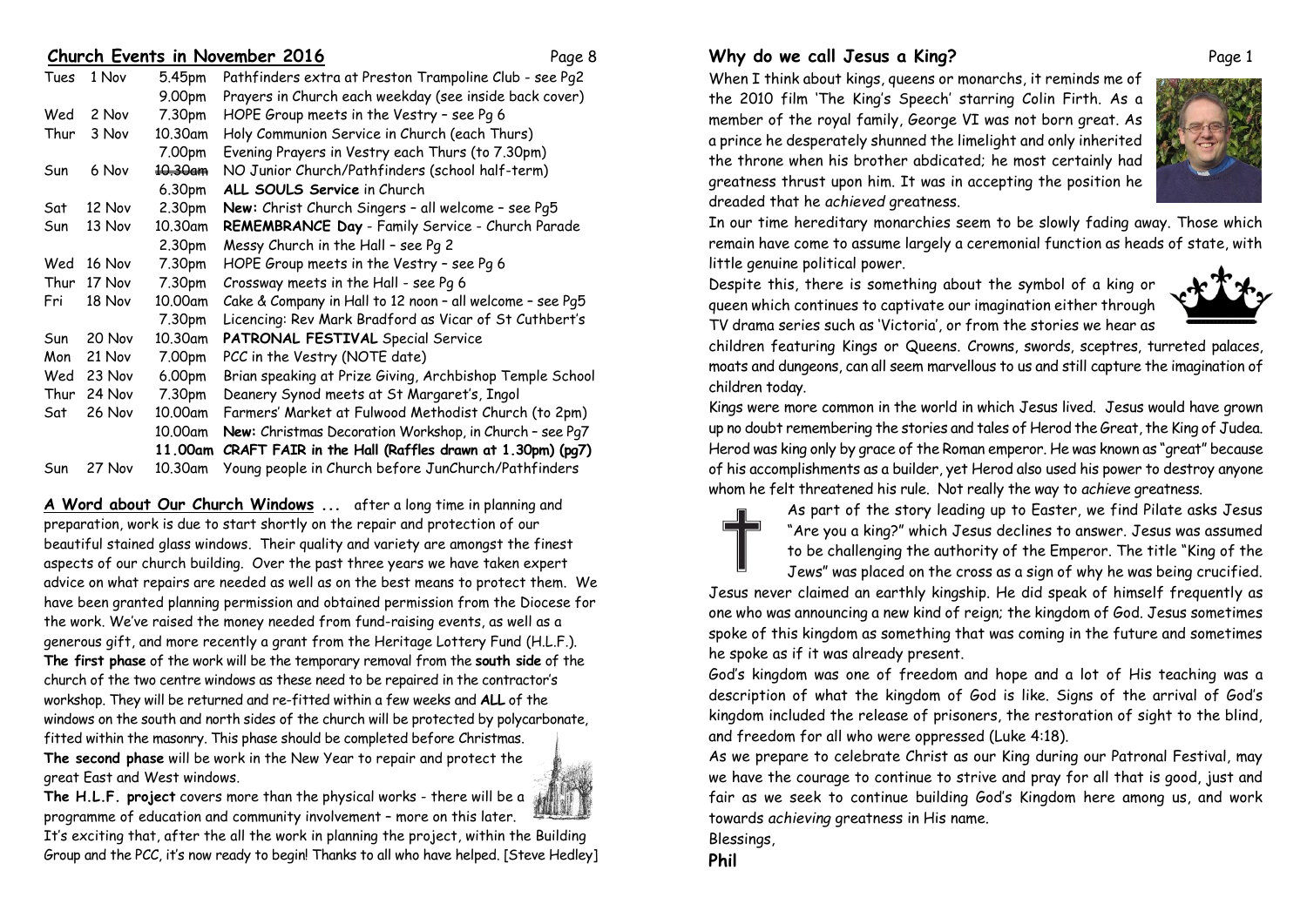## Church Events in November 2016

| Day | Date | Time | Event |
|---|---|---|---|
| Tues | 1 Nov | 5.45pm | Pathfinders extra at Preston Trampoline Club - see Pg2 |
| | | 9.00pm | Prayers in Church each weekday (see inside back cover) |
| Wed | 2 Nov | 7.30pm | HOPE Group meets in the Vestry – see Pg 6 |
| Thur | 3 Nov | 10.30am | Holy Communion Service in Church (each Thurs) |
| | | 7.00pm | Evening Prayers in Vestry each Thurs (to 7.30pm) |
| Sun | 6 Nov | ~~10.30am~~ | NO Junior Church/Pathfinders (school half-term) |
| | | 6.30pm | **ALL SOULS Service** in Church |
| Sat | 12 Nov | 2.30pm | **New:** Christ Church Singers – all welcome – see Pg5 |
| Sun | 13 Nov | 10.30am | **REMEMBRANCE Day** - Family Service - Church Parade |
| | | 2.30pm | Messy Church in the Hall – see Pg 2 |
| Wed | 16 Nov | 7.30pm | HOPE Group meets in the Vestry – see Pg 6 |
| Thur | 17 Nov | 7.30pm | Crossway meets in the Hall - see Pg 6 |
| Fri | 18 Nov | 10.00am | Cake & Company in Hall to 12 noon – all welcome – see Pg5 |
| | | 7.30pm | Licencing: Rev Mark Bradford as Vicar of St Cuthbert's |
| Sun | 20 Nov | 10.30am | **PATRONAL FESTIVAL** Special Service |
| Mon | 21 Nov | 7.00pm | PCC in the Vestry (NOTE date) |
| Wed | 23 Nov | 6.00pm | Brian speaking at Prize Giving, Archbishop Temple School |
| Thur | 24 Nov | 7.30pm | Deanery Synod meets at St Margaret's, Ingol |
| Sat | 26 Nov | 10.00am | Farmers' Market at Fulwood Methodist Church (to 2pm) |
| | | 10.00am | **New:** Christmas Decoration Workshop, in Church – see Pg7 |
| | | **11.00am** | **CRAFT FAIR in the Hall (Raffles drawn at 1.30pm) (pg7)** |
| Sun | 27 Nov | 10.30am | Young people in Church before JunChurch/Pathfinders |

**A Word about Our Church Windows ...** after a long time in planning and preparation, work is due to start shortly on the repair and protection of our beautiful stained glass windows. Their quality and variety are amongst the finest aspects of our church building. Over the past three years we have taken expert advice on what repairs are needed as well as on the best means to protect them. We have been granted planning permission and obtained permission from the Diocese for the work. We've raised the money needed from fund-raising events, as well as a generous gift, and more recently a grant from the Heritage Lottery Fund (H.L.F.).

**The first phase** of the work will be the temporary removal from the **south side** of the church of the two centre windows as these need to be repaired in the contractor's workshop. They will be returned and re-fitted within a few weeks and **ALL** of the windows on the south and north sides of the church will be protected by polycarbonate, fitted within the masonry. This phase should be completed before Christmas.

**The second phase** will be work in the New Year to repair and protect the great East and West windows.

**The H.L.F. project** covers more than the physical works - there will be a programme of education and community involvement – more on this later.

It's exciting that, after the all the work in planning the project, within the Building Group and the PCC, it's now ready to begin! Thanks to all who have helped. [Steve Hedley]

## Why do we call Jesus a King?

When I think about kings, queens or monarchs, it reminds me of the 2010 film 'The King's Speech' starring Colin Firth. As a member of the royal family, George VI was not born great. As a prince he desperately shunned the limelight and only inherited the throne when his brother abdicated; he most certainly had greatness thrust upon him. It was in accepting the position he dreaded that he *achieved* greatness.

In our time hereditary monarchies seem to be slowly fading away. Those which remain have come to assume largely a ceremonial function as heads of state, with little genuine political power.

Despite this, there is something about the symbol of a king or queen which continues to captivate our imagination either through TV drama series such as 'Victoria', or from the stories we hear as children featuring Kings or Queens. Crowns, swords, sceptres, turreted palaces, moats and dungeons, can all seem marvellous to us and still capture the imagination of children today.

Kings were more common in the world in which Jesus lived. Jesus would have grown up no doubt remembering the stories and tales of Herod the Great, the King of Judea. Herod was king only by grace of the Roman emperor. He was known as "great" because of his accomplishments as a builder, yet Herod also used his power to destroy anyone whom he felt threatened his rule. Not really the way to *achieve* greatness.

As part of the story leading up to Easter, we find Pilate asks Jesus "Are you a king?" which Jesus declines to answer. Jesus was assumed to be challenging the authority of the Emperor. The title "King of the Jews" was placed on the cross as a sign of why he was being crucified.

Jesus never claimed an earthly kingship. He did speak of himself frequently as one who was announcing a new kind of reign; the kingdom of God. Jesus sometimes spoke of this kingdom as something that was coming in the future and sometimes he spoke as if it was already present.

God's kingdom was one of freedom and hope and a lot of His teaching was a description of what the kingdom of God is like. Signs of the arrival of God's kingdom included the release of prisoners, the restoration of sight to the blind, and freedom for all who were oppressed (Luke 4:18).

As we prepare to celebrate Christ as our King during our Patronal Festival, may we have the courage to continue to strive and pray for all that is good, just and fair as we seek to continue building God's Kingdom here among us, and work towards *achieving* greatness in His name.

Blessings,

**Phil**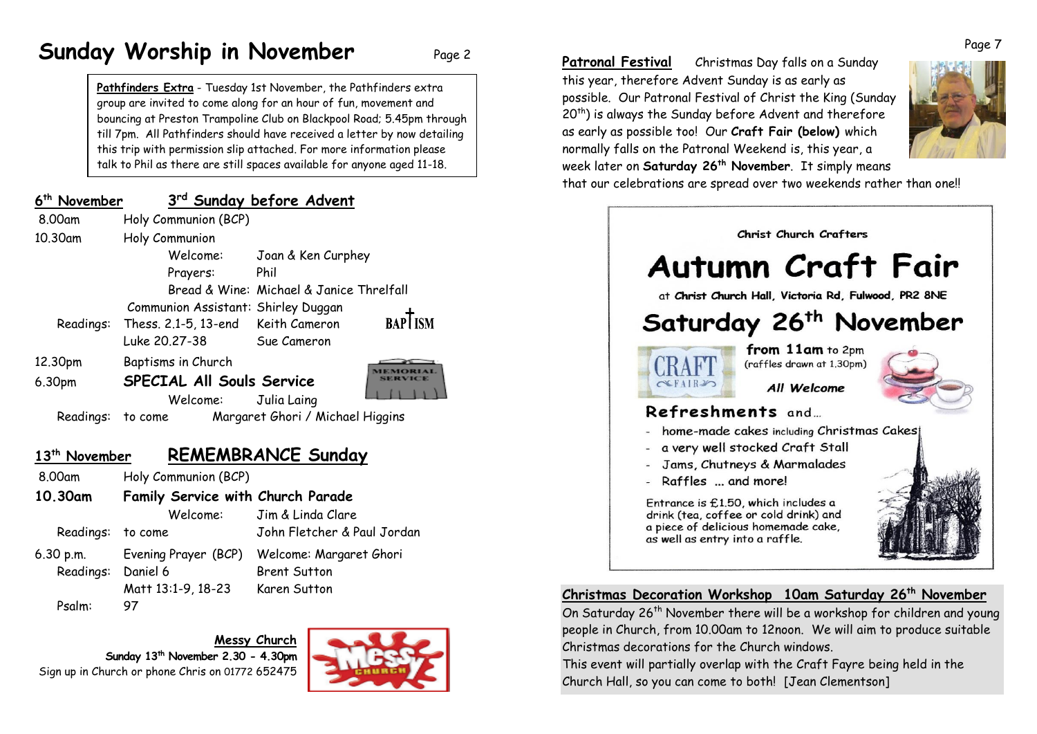# Sunday Worship in November

**Pathfinders Extra** - Tuesday 1st November, the Pathfinders extra group are invited to come along for an hour of fun, movement and bouncing at Preston Trampoline Club on Blackpool Road; 5.45pm through till 7pm. All Pathfinders should have received a letter by now detailing this trip with permission slip attached. For more information please talk to Phil as there are still spaces available for anyone aged 11-18.

## 6th November — 3rd Sunday before Advent

8.00am Holy Communion (BCP)

10.30am Holy Communion

- Welcome: Joan & Ken Curphey
- Prayers: Phil
- Bread & Wine: Michael & Janice Threlfall
- Communion Assistant: Shirley Duggan
- Readings: Thess. 2.1-5, 13-end — Keith Cameron; Luke 20.27-38 — Sue Cameron

BAPTISM

12.30pm Baptisms in Church

6.30pm **SPECIAL All Souls Service**

MEMORIAL SERVICE

- Welcome: Julia Laing
- Readings: to come — Margaret Ghori / Michael Higgins

## 13th November — REMEMBRANCE Sunday

8.00am Holy Communion (BCP)

**10.30am Family Service with Church Parade**

- Welcome: Jim & Linda Clare
- Readings: to come — John Fletcher & Paul Jordan

6.30 p.m. Evening Prayer (BCP) — Welcome: Margaret Ghori

- Readings: Daniel 6 — Brent Sutton; Matt 13:1-9, 18-23 — Karen Sutton
- Psalm: 97

**Messy Church**
**Sunday 13th November 2.30 - 4.30pm**
Sign up in Church or phone Chris on 01772 652475

**Patronal Festival** Christmas Day falls on a Sunday this year, therefore Advent Sunday is as early as possible. Our Patronal Festival of Christ the King (Sunday 20th) is always the Sunday before Advent and therefore as early as possible too! Our **Craft Fair (below)** which normally falls on the Patronal Weekend is, this year, a week later on **Saturday 26th November**. It simply means that our celebrations are spread over two weekends rather than one!!

Christ Church Crafters

# Autumn Craft Fair

at **Christ Church Hall, Victoria Rd, Fulwood, PR2 8NE**

## Saturday 26th November

**from 11am** to 2pm
(raffles drawn at 1.30pm)

CRAFT FAIR

*All Welcome*

**Refreshments** and…

- home-made cakes including Christmas Cakes
- a very well stocked Craft Stall
- Jams, Chutneys & Marmalades
- Raffles ... and more!

Entrance is £1.50, which includes a drink (tea, coffee or cold drink) and a piece of delicious homemade cake, as well as entry into a raffle.

**Christmas Decoration Workshop 10am Saturday 26th November**

On Saturday 26th November there will be a workshop for children and young people in Church, from 10.00am to 12noon. We will aim to produce suitable Christmas decorations for the Church windows.
This event will partially overlap with the Craft Fayre being held in the Church Hall, so you can come to both! [Jean Clementson]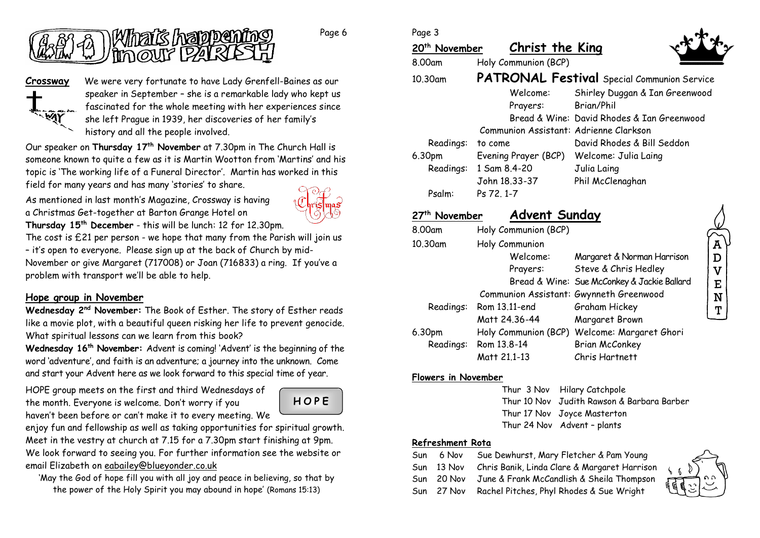# What's happening in our PARISH

## Crossway

We were very fortunate to have Lady Grenfell-Baines as our speaker in September – she is a remarkable lady who kept us fascinated for the whole meeting with her experiences since she left Prague in 1939, her discoveries of her family's history and all the people involved.

Our speaker on **Thursday 17th November** at 7.30pm in The Church Hall is someone known to quite a few as it is Martin Wootton from 'Martins' and his topic is 'The working life of a Funeral Director'. Martin has worked in this field for many years and has many 'stories' to share.

As mentioned in last month's Magazine, Crossway is having a Christmas Get-together at Barton Grange Hotel on **Thursday 15th December** - this will be lunch: 12 for 12.30pm. The cost is £21 per person - we hope that many from the Parish will join us – it's open to everyone. Please sign up at the back of Church by mid-November or give Margaret (717008) or Joan (716833) a ring. If you've a problem with transport we'll be able to help.

## Hope group in November

**Wednesday 2nd November:** The Book of Esther. The story of Esther reads like a movie plot, with a beautiful queen risking her life to prevent genocide. What spiritual lessons can we learn from this book?

**Wednesday 16th November:** Advent is coming! 'Advent' is the beginning of the word 'adventure', and faith is an adventure; a journey into the unknown. Come and start your Advent here as we look forward to this special time of year.

HOPE group meets on the first and third Wednesdays of the month. Everyone is welcome. Don't worry if you haven't been before or can't make it to every meeting. We enjoy fun and fellowship as well as taking opportunities for spiritual growth. Meet in the vestry at church at 7.15 for a 7.30pm start finishing at 9pm. We look forward to seeing you. For further information see the website or email Elizabeth on eabailey@blueyonder.co.uk

'May the God of hope fill you with all joy and peace in believing, so that by the power of the Holy Spirit you may abound in hope' (Romans 15:13)

## 20th November — Christ the King

| | | |
|---|---|---|
| 8.00am | Holy Communion (BCP) | |
| 10.30am | **PATRONAL Festival** Special Communion Service | |
| | Welcome: | Shirley Duggan & Ian Greenwood |
| | Prayers: | Brian/Phil |
| | Bread & Wine: | David Rhodes & Ian Greenwood |
| | Communion Assistant: | Adrienne Clarkson |
| Readings: | to come | David Rhodes & Bill Seddon |
| 6.30pm | Evening Prayer (BCP) | Welcome: Julia Laing |
| Readings: | 1 Sam 8.4-20 | Julia Laing |
| | John 18.33-37 | Phil McClenaghan |
| Psalm: | Ps 72. 1-7 | |

## 27th November — Advent Sunday

| | | |
|---|---|---|
| 8.00am | Holy Communion (BCP) | |
| 10.30am | Holy Communion | |
| | Welcome: | Margaret & Norman Harrison |
| | Prayers: | Steve & Chris Hedley |
| | Bread & Wine: | Sue McConkey & Jackie Ballard |
| | Communion Assistant: | Gwynneth Greenwood |
| Readings: | Rom 13.11-end | Graham Hickey |
| | Matt 24.36-44 | Margaret Brown |
| 6.30pm | Holy Communion (BCP) | Welcome: Margaret Ghori |
| Readings: | Rom 13.8-14 | Brian McConkey |
| | Matt 21.1-13 | Chris Hartnett |

## Flowers in November

| | |
|---|---|
| Thur 3 Nov | Hilary Catchpole |
| Thur 10 Nov | Judith Rawson & Barbara Barber |
| Thur 17 Nov | Joyce Masterton |
| Thur 24 Nov | Advent – plants |

## Refreshment Rota

| | | |
|---|---|---|
| Sun | 6 Nov | Sue Dewhurst, Mary Fletcher & Pam Young |
| Sun | 13 Nov | Chris Banik, Linda Clare & Margaret Harrison |
| Sun | 20 Nov | June & Frank McCandlish & Sheila Thompson |
| Sun | 27 Nov | Rachel Pitches, Phyl Rhodes & Sue Wright |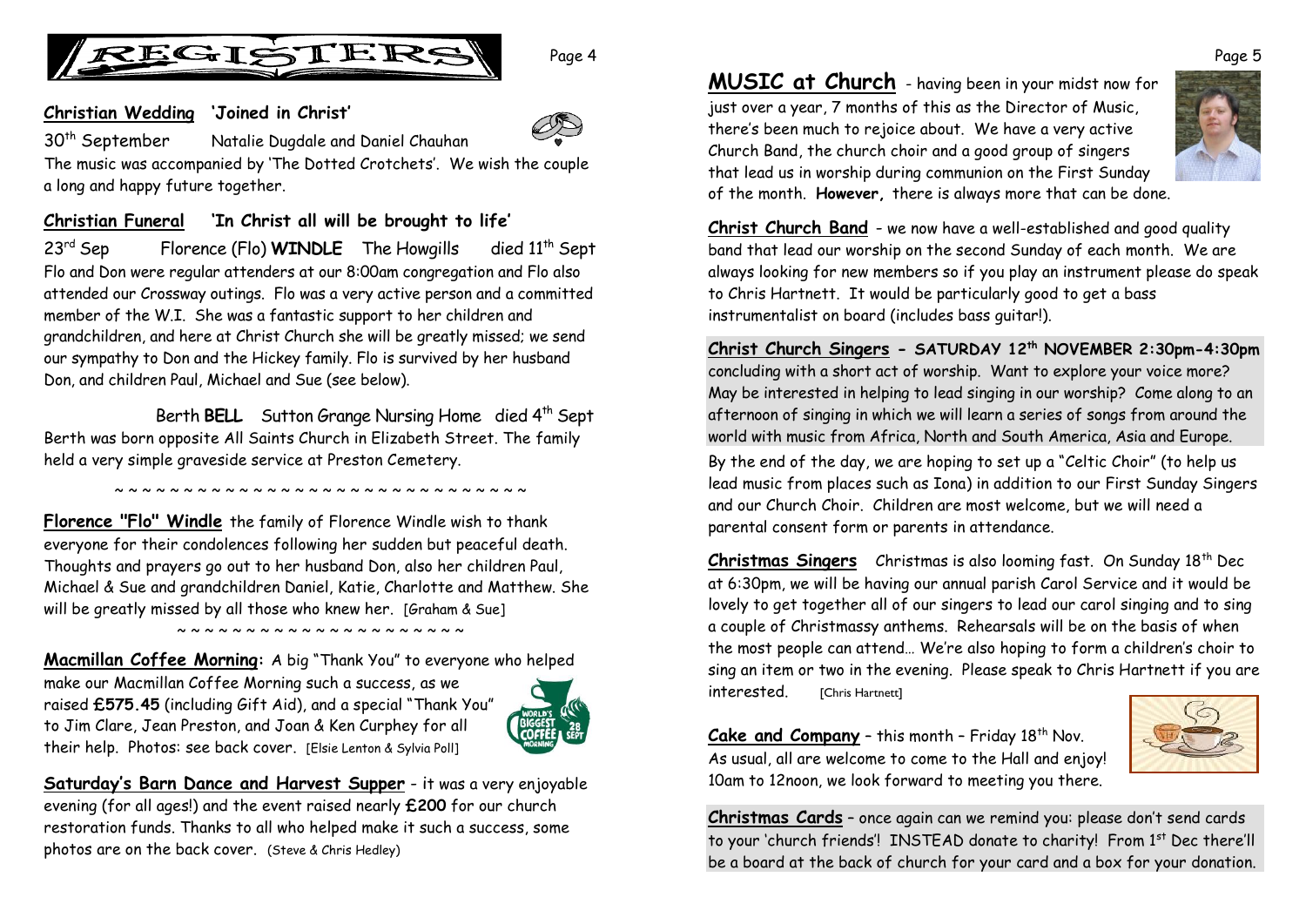# REGISTERS

## Christian Wedding 'Joined in Christ'

30th September Natalie Dugdale and Daniel Chauhan

The music was accompanied by 'The Dotted Crotchets'. We wish the couple a long and happy future together.

## Christian Funeral 'In Christ all will be brought to life'

23rd Sep Florence (Flo) **WINDLE** The Howgills died 11th Sept

Flo and Don were regular attenders at our 8:00am congregation and Flo also attended our Crossway outings. Flo was a very active person and a committed member of the W.I. She was a fantastic support to her children and grandchildren, and here at Christ Church she will be greatly missed; we send our sympathy to Don and the Hickey family. Flo is survived by her husband Don, and children Paul, Michael and Sue (see below).

Berth **BELL** Sutton Grange Nursing Home died 4th Sept

Berth was born opposite All Saints Church in Elizabeth Street. The family held a very simple graveside service at Preston Cemetery.

~ ~ ~ ~ ~ ~ ~ ~ ~ ~ ~ ~ ~ ~ ~ ~ ~ ~ ~ ~ ~ ~ ~ ~ ~ ~ ~ ~ ~ ~ ~ ~

**Florence "Flo" Windle** the family of Florence Windle wish to thank everyone for their condolences following her sudden but peaceful death. Thoughts and prayers go out to her husband Don, also her children Paul, Michael & Sue and grandchildren Daniel, Katie, Charlotte and Matthew. She will be greatly missed by all those who knew her. [Graham & Sue]

~ ~ ~ ~ ~ ~ ~ ~ ~ ~ ~ ~ ~ ~ ~ ~ ~ ~ ~ ~ ~ ~

**Macmillan Coffee Morning:** A big "Thank You" to everyone who helped make our Macmillan Coffee Morning such a success, as we raised **£575.45** (including Gift Aid), and a special "Thank You" to Jim Clare, Jean Preston, and Joan & Ken Curphey for all their help. Photos: see back cover. [Elsie Lenton & Sylvia Poll]

**Saturday's Barn Dance and Harvest Supper** - it was a very enjoyable evening (for all ages!) and the event raised nearly **£200** for our church restoration funds. Thanks to all who helped make it such a success, some photos are on the back cover. (Steve & Chris Hedley)

## MUSIC at Church

- having been in your midst now for just over a year, 7 months of this as the Director of Music, there's been much to rejoice about. We have a very active Church Band, the church choir and a good group of singers that lead us in worship during communion on the First Sunday of the month. **However,** there is always more that can be done.

**Christ Church Band** - we now have a well-established and good quality band that lead our worship on the second Sunday of each month. We are always looking for new members so if you play an instrument please do speak to Chris Hartnett. It would be particularly good to get a bass instrumentalist on board (includes bass guitar!).

**Christ Church Singers - SATURDAY 12th NOVEMBER 2:30pm-4:30pm** concluding with a short act of worship. Want to explore your voice more? May be interested in helping to lead singing in our worship? Come along to an afternoon of singing in which we will learn a series of songs from around the world with music from Africa, North and South America, Asia and Europe.

By the end of the day, we are hoping to set up a "Celtic Choir" (to help us lead music from places such as Iona) in addition to our First Sunday Singers and our Church Choir. Children are most welcome, but we will need a parental consent form or parents in attendance.

**Christmas Singers** Christmas is also looming fast. On Sunday 18th Dec at 6:30pm, we will be having our annual parish Carol Service and it would be lovely to get together all of our singers to lead our carol singing and to sing a couple of Christmassy anthems. Rehearsals will be on the basis of when the most people can attend… We're also hoping to form a children's choir to sing an item or two in the evening. Please speak to Chris Hartnett if you are interested. [Chris Hartnett]

**Cake and Company** – this month – Friday 18th Nov.
As usual, all are welcome to come to the Hall and enjoy! 10am to 12noon, we look forward to meeting you there.

**Christmas Cards** – once again can we remind you: please don't send cards to your 'church friends'! INSTEAD donate to charity! From 1st Dec there'll be a board at the back of church for your card and a box for your donation.